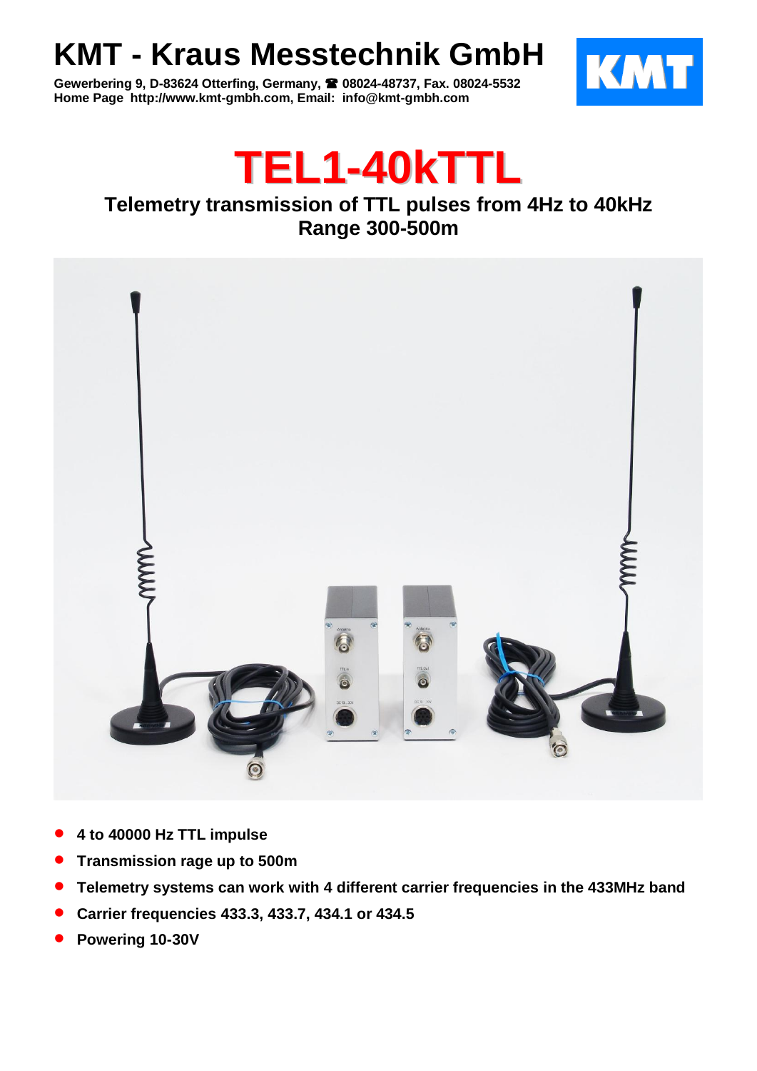# KMT - Kraus Messtechnik GmbH

**Gewerbering 9, D-83624 Otterfing, Germany, ☎ 08024-48737, Fax. 08024-5532**
**Home Page http://www.kmt-gmbh.com, Email: info@kmt-gmbh.com**

# TEL1-40kTTL

## Telemetry transmission of TTL pulses from 4Hz to 40kHz
## Range 300-500m

- **4 to 40000 Hz TTL impulse**
- **Transmission rage up to 500m**
- **Telemetry systems can work with 4 different carrier frequencies in the 433MHz band**
- **Carrier frequencies 433.3, 433.7, 434.1 or 434.5**
- **Powering 10-30V**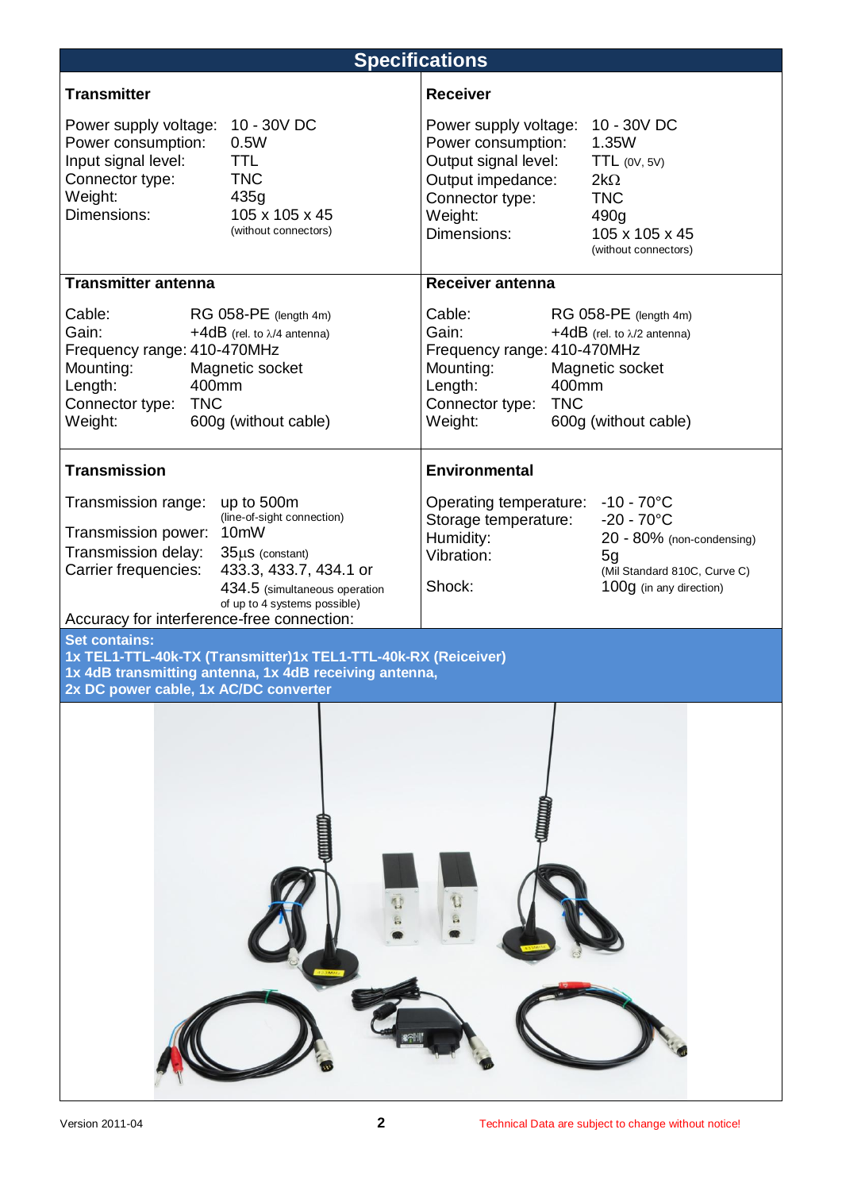## Specifications

### Transmitter

| | |
|---|---|
| Power supply voltage: | 10 - 30V DC |
| Power consumption: | 0.5W |
| Input signal level: | TTL |
| Connector type: | TNC |
| Weight: | 435g |
| Dimensions: | 105 x 105 x 45 (without connectors) |

### Receiver

| | |
|---|---|
| Power supply voltage: | 10 - 30V DC |
| Power consumption: | 1.35W |
| Output signal level: | TTL (0V, 5V) |
| Output impedance: | 2kΩ |
| Connector type: | TNC |
| Weight: | 490g |
| Dimensions: | 105 x 105 x 45 (without connectors) |

### Transmitter antenna

| | |
|---|---|
| Cable: | RG 058-PE (length 4m) |
| Gain: | +4dB (rel. to λ/4 antenna) |
| Frequency range: | 410-470MHz |
| Mounting: | Magnetic socket |
| Length: | 400mm |
| Connector type: | TNC |
| Weight: | 600g (without cable) |

### Receiver antenna

| | |
|---|---|
| Cable: | RG 058-PE (length 4m) |
| Gain: | +4dB (rel. to λ/2 antenna) |
| Frequency range: | 410-470MHz |
| Mounting: | Magnetic socket |
| Length: | 400mm |
| Connector type: | TNC |
| Weight: | 600g (without cable) |

### Transmission

| | |
|---|---|
| Transmission range: | up to 500m (line-of-sight connection) |
| Transmission power: | 10mW |
| Transmission delay: | 35µs (constant) |
| Carrier frequencies: | 433.3, 433.7, 434.1 or 434.5 (simultaneous operation of up to 4 systems possible) |

Accuracy for interference-free connection:

### Environmental

| | |
|---|---|
| Operating temperature: | -10 - 70°C |
| Storage temperature: | -20 - 70°C |
| Humidity: | 20 - 80% (non-condensing) |
| Vibration: | 5g (Mil Standard 810C, Curve C) |
| Shock: | 100g (in any direction) |

**Set contains:**
**1x TEL1-TTL-40k-TX (Transmitter)1x TEL1-TTL-40k-RX (Reiceiver)**
**1x 4dB transmitting antenna, 1x 4dB receiving antenna,**
**2x DC power cable, 1x AC/DC converter**

Version 2011-04

Technical Data are subject to change without notice!